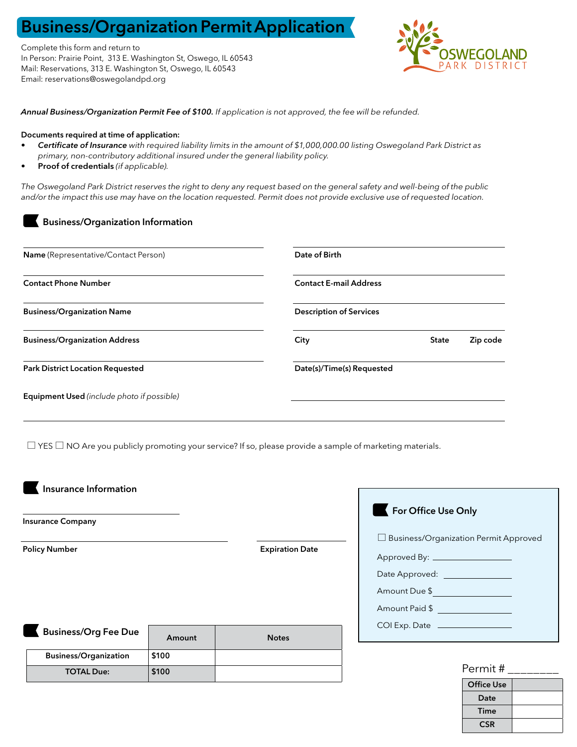# Business/Organization Permit Application

Complete this form and return to
In Person: Prairie Point, 313 E. Washington St, Oswego, IL 60543
Mail: Reservations, 313 E. Washington St, Oswego, IL 60543
Email: reservations@oswegolandpd.org

OSWEGOLAND PARK DISTRICT

***Annual Business/Organization Permit Fee of $100.*** *If application is not approved, the fee will be refunded.*

**Documents required at time of application:**

- ***Certificate of Insurance*** *with required liability limits in the amount of $1,000,000.00 listing Oswegoland Park District as primary, non-contributory additional insured under the general liability policy.*
- **Proof of credentials** *(if applicable).*

*The Oswegoland Park District reserves the right to deny any request based on the general safety and well-being of the public and/or the impact this use may have on the location requested. Permit does not provide exclusive use of requested location.*

## Business/Organization Information

**Name** (Representative/Contact Person) ______________________

**Date of Birth** ______________________

**Contact Phone Number** ______________________

**Contact E-mail Address** ______________________

**Business/Organization Name** ______________________

**Description of Services** ______________________

**Business/Organization Address** ______________________

**City** ____________ **State** ______ **Zip code** ______

**Park District Location Requested** ______________________

**Date(s)/Time(s) Requested** ______________________

**Equipment Used** *(include photo if possible)* ______________________

☐ YES ☐ NO Are you publicly promoting your service? If so, please provide a sample of marketing materials.

## Insurance Information

**Insurance Company** ______________________

**Policy Number** ______________________

**Expiration Date** ______________________

## Business/Org Fee Due

| | Amount | Notes |
|---|---|---|
| Business/Organization | $100 | |
| TOTAL Due: | $100 | |

## For Office Use Only

☐ Business/Organization Permit Approved

Approved By: ______________

Date Approved: ______________

Amount Due $ ______________

Amount Paid $ ______________

COI Exp. Date ______________

Permit # ________

| Office Use | |
|---|---|
| Date | |
| Time | |
| CSR | |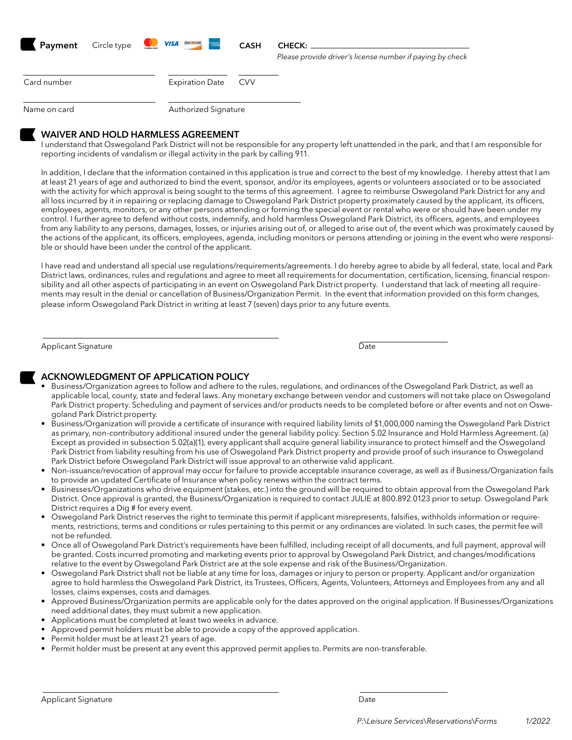## Payment

Circle type CASH CHECK: \_\_\_\_\_\_\_\_\_\_\_\_\_\_\_\_\_\_\_\_

*Please provide driver's license number if paying by check*

Card number \_\_\_\_\_\_\_\_\_\_ Expiration Date \_\_\_\_\_\_\_\_\_\_ CVV \_\_\_\_\_\_\_\_\_\_

Name on card \_\_\_\_\_\_\_\_\_\_ Authorized Signature \_\_\_\_\_\_\_\_\_\_

## WAIVER AND HOLD HARMLESS AGREEMENT

I understand that Oswegoland Park District will not be responsible for any property left unattended in the park, and that I am responsible for reporting incidents of vandalism or illegal activity in the park by calling 911.

In addition, I declare that the information contained in this application is true and correct to the best of my knowledge. I hereby attest that I am at least 21 years of age and authorized to bind the event, sponsor, and/or its employees, agents or volunteers associated or to be associated with the activity for which approval is being sought to the terms of this agreement. I agree to reimburse Oswegoland Park District for any and all loss incurred by it in repairing or replacing damage to Oswegoland Park District property proximately caused by the applicant, its officers, employees, agents, monitors, or any other persons attending or forming the special event or rental who were or should have been under my control. I further agree to defend without costs, indemnify, and hold harmless Oswegoland Park District, its officers, agents, and employees from any liability to any persons, damages, losses, or injuries arising out of, or alleged to arise out of, the event which was proximately caused by the actions of the applicant, its officers, employees, agenda, including monitors or persons attending or joining in the event who were responsible or should have been under the control of the applicant.

I have read and understand all special use regulations/requirements/agreements. I do hereby agree to abide by all federal, state, local and Park District laws, ordinances, rules and regulations and agree to meet all requirements for documentation, certification, licensing, financial responsibility and all other aspects of participating in an event on Oswegoland Park District property. I understand that lack of meeting all requirements may result in the denial or cancellation of Business/Organization Permit. In the event that information provided on this form changes, please inform Oswegoland Park District in writing at least 7 (seven) days prior to any future events.

Applicant Signature \_\_\_\_\_\_\_\_\_\_\_\_\_\_\_\_\_\_\_\_ Date \_\_\_\_\_\_\_\_\_\_

## ACKNOWLEDGMENT OF APPLICATION POLICY

- Business/Organization agrees to follow and adhere to the rules, regulations, and ordinances of the Oswegoland Park District, as well as applicable local, county, state and federal laws. Any monetary exchange between vendor and customers will not take place on Oswegoland Park District property. Scheduling and payment of services and/or products needs to be completed before or after events and not on Oswegoland Park District property.
- Business/Organization will provide a certificate of insurance with required liability limits of $1,000,000 naming the Oswegoland Park District as primary, non-contributory additional insured under the general liability policy. Section 5.02 Insurance and Hold Harmless Agreement. (a) Except as provided in subsection 5.02(a)(1), every applicant shall acquire general liability insurance to protect himself and the Oswegoland Park District from liability resulting from his use of Oswegoland Park District property and provide proof of such insurance to Oswegoland Park District before Oswegoland Park District will issue approval to an otherwise valid applicant.
- Non-issuance/revocation of approval may occur for failure to provide acceptable insurance coverage, as well as if Business/Organization fails to provide an updated Certificate of Insurance when policy renews within the contract terms.
- Businesses/Organizations who drive equipment (stakes, etc.) into the ground will be required to obtain approval from the Oswegoland Park District. Once approval is granted, the Business/Organization is required to contact JULIE at 800.892.0123 prior to setup. Oswegoland Park District requires a Dig # for every event.
- Oswegoland Park District reserves the right to terminate this permit if applicant misrepresents, falsifies, withholds information or requirements, restrictions, terms and conditions or rules pertaining to this permit or any ordinances are violated. In such cases, the permit fee will not be refunded.
- Once all of Oswegoland Park District's requirements have been fulfilled, including receipt of all documents, and full payment, approval will be granted. Costs incurred promoting and marketing events prior to approval by Oswegoland Park District, and changes/modifications relative to the event by Oswegoland Park District are at the sole expense and risk of the Business/Organization.
- Oswegoland Park District shall not be liable at any time for loss, damages or injury to person or property. Applicant and/or organization agree to hold harmless the Oswegoland Park District, its Trustees, Officers, Agents, Volunteers, Attorneys and Employees from any and all losses, claims expenses, costs and damages.
- Approved Business/Organization permits are applicable only for the dates approved on the original application. If Businesses/Organizations need additional dates, they must submit a new application.
- Applications must be completed at least two weeks in advance.
- Approved permit holders must be able to provide a copy of the approved application.
- Permit holder must be at least 21 years of age.
- Permit holder must be present at any event this approved permit applies to. Permits are non-transferable.

Applicant Signature \_\_\_\_\_\_\_\_\_\_\_\_\_\_\_\_\_\_\_\_ Date \_\_\_\_\_\_\_\_\_\_

*P:\Leisure Services\Reservations\Forms* *1/2022*